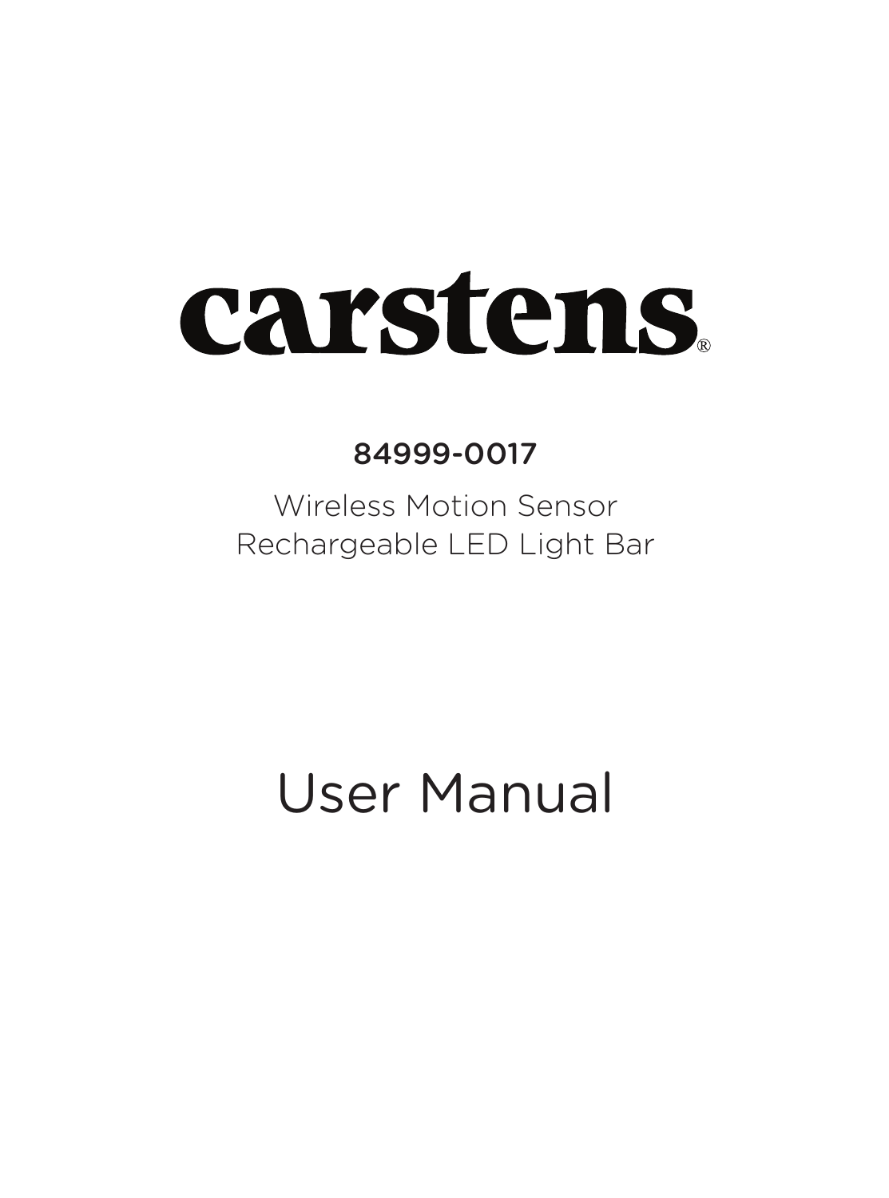# carstens®

**84999-0017**

Wireless Motion Sensor
Rechargeable LED Light Bar

# User Manual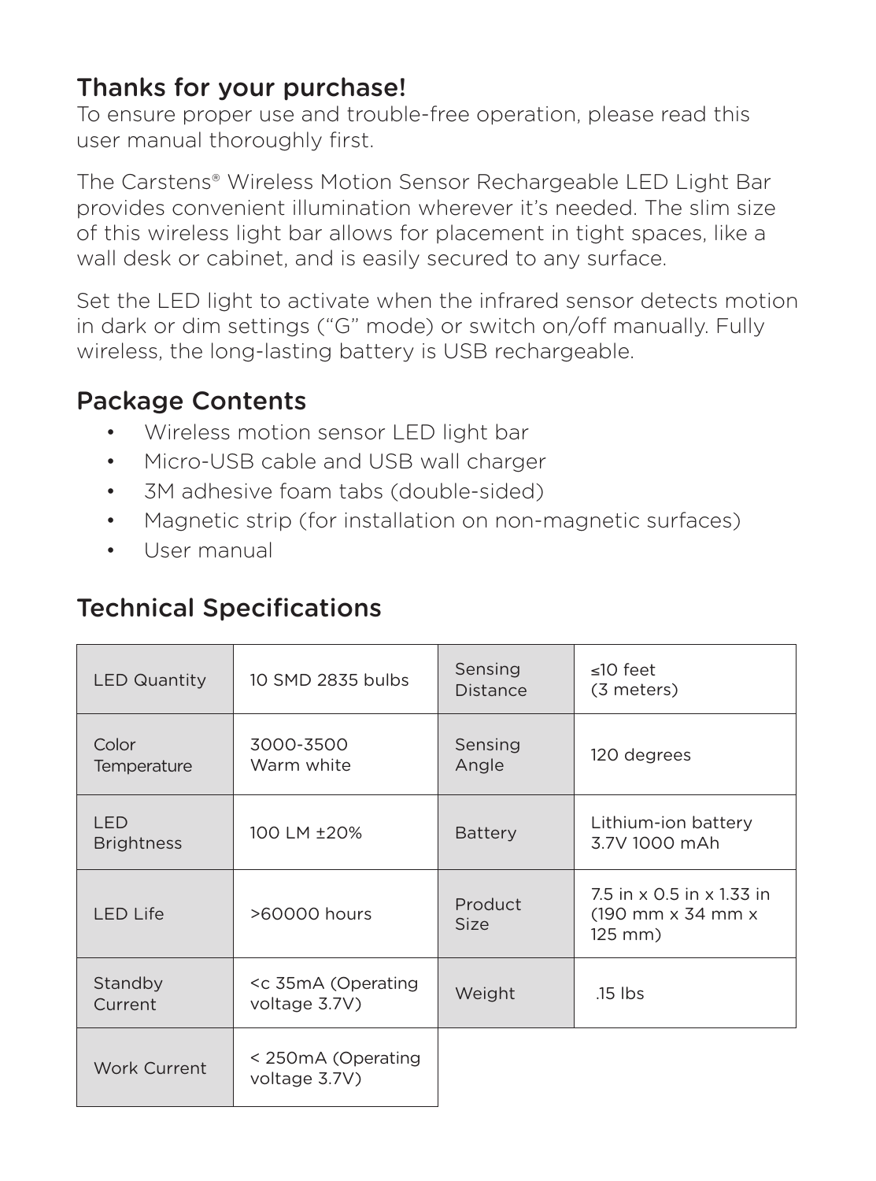## Thanks for your purchase!

To ensure proper use and trouble-free operation, please read this user manual thoroughly first.

The Carstens® Wireless Motion Sensor Rechargeable LED Light Bar provides convenient illumination wherever it's needed. The slim size of this wireless light bar allows for placement in tight spaces, like a wall desk or cabinet, and is easily secured to any surface.

Set the LED light to activate when the infrared sensor detects motion in dark or dim settings ("G" mode) or switch on/off manually. Fully wireless, the long-lasting battery is USB rechargeable.

## Package Contents

- Wireless motion sensor LED light bar
- Micro-USB cable and USB wall charger
- 3M adhesive foam tabs (double-sided)
- Magnetic strip (for installation on non-magnetic surfaces)
- User manual

## Technical Specifications

| | | | |
|---|---|---|---|
| LED Quantity | 10 SMD 2835 bulbs | Sensing Distance | ≤10 feet (3 meters) |
| Color Temperature | 3000-3500 Warm white | Sensing Angle | 120 degrees |
| LED Brightness | 100 LM ±20% | Battery | Lithium-ion battery 3.7V 1000 mAh |
| LED Life | >60000 hours | Product Size | 7.5 in x 0.5 in x 1.33 in (190 mm x 34 mm x 125 mm) |
| Standby Current | <c 35mA (Operating voltage 3.7V) | Weight | .15 lbs |
| Work Current | < 250mA (Operating voltage 3.7V) | | |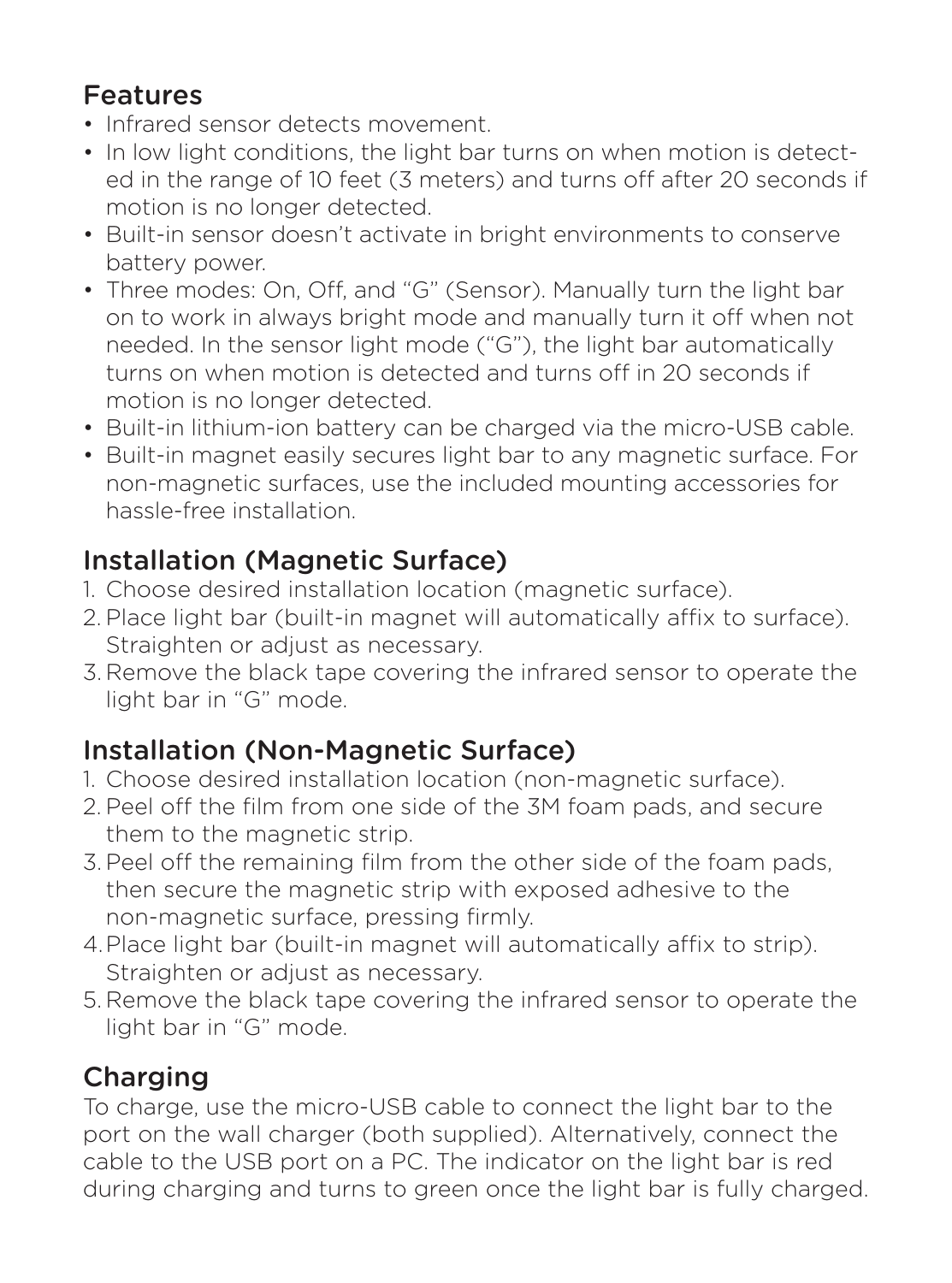## Features

- Infrared sensor detects movement.
- In low light conditions, the light bar turns on when motion is detected in the range of 10 feet (3 meters) and turns off after 20 seconds if motion is no longer detected.
- Built-in sensor doesn't activate in bright environments to conserve battery power.
- Three modes: On, Off, and "G" (Sensor). Manually turn the light bar on to work in always bright mode and manually turn it off when not needed. In the sensor light mode ("G"), the light bar automatically turns on when motion is detected and turns off in 20 seconds if motion is no longer detected.
- Built-in lithium-ion battery can be charged via the micro-USB cable.
- Built-in magnet easily secures light bar to any magnetic surface. For non-magnetic surfaces, use the included mounting accessories for hassle-free installation.

## Installation (Magnetic Surface)

1. Choose desired installation location (magnetic surface).
2. Place light bar (built-in magnet will automatically affix to surface). Straighten or adjust as necessary.
3. Remove the black tape covering the infrared sensor to operate the light bar in "G" mode.

## Installation (Non-Magnetic Surface)

1. Choose desired installation location (non-magnetic surface).
2. Peel off the film from one side of the 3M foam pads, and secure them to the magnetic strip.
3. Peel off the remaining film from the other side of the foam pads, then secure the magnetic strip with exposed adhesive to the non-magnetic surface, pressing firmly.
4. Place light bar (built-in magnet will automatically affix to strip). Straighten or adjust as necessary.
5. Remove the black tape covering the infrared sensor to operate the light bar in "G" mode.

## Charging

To charge, use the micro-USB cable to connect the light bar to the port on the wall charger (both supplied). Alternatively, connect the cable to the USB port on a PC. The indicator on the light bar is red during charging and turns to green once the light bar is fully charged.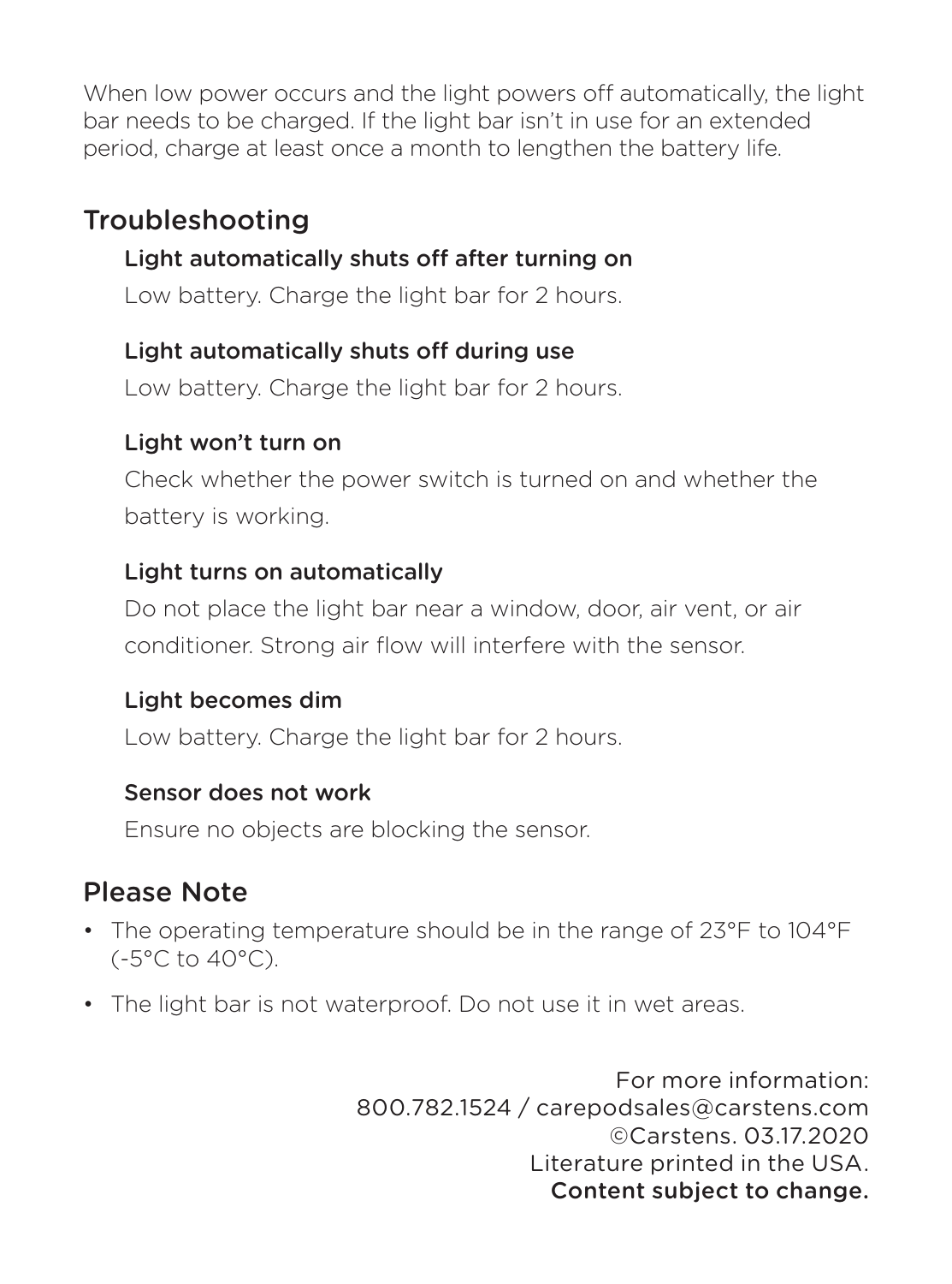When low power occurs and the light powers off automatically, the light bar needs to be charged. If the light bar isn't in use for an extended period, charge at least once a month to lengthen the battery life.

## Troubleshooting

### Light automatically shuts off after turning on

Low battery. Charge the light bar for 2 hours.

### Light automatically shuts off during use

Low battery. Charge the light bar for 2 hours.

### Light won't turn on

Check whether the power switch is turned on and whether the battery is working.

### Light turns on automatically

Do not place the light bar near a window, door, air vent, or air conditioner. Strong air flow will interfere with the sensor.

### Light becomes dim

Low battery. Charge the light bar for 2 hours.

### Sensor does not work

Ensure no objects are blocking the sensor.

## Please Note

- The operating temperature should be in the range of 23°F to 104°F (-5°C to 40°C).
- The light bar is not waterproof. Do not use it in wet areas.

For more information:
800.782.1524 / carepodsales@carstens.com
©Carstens. 03.17.2020
Literature printed in the USA.
**Content subject to change.**